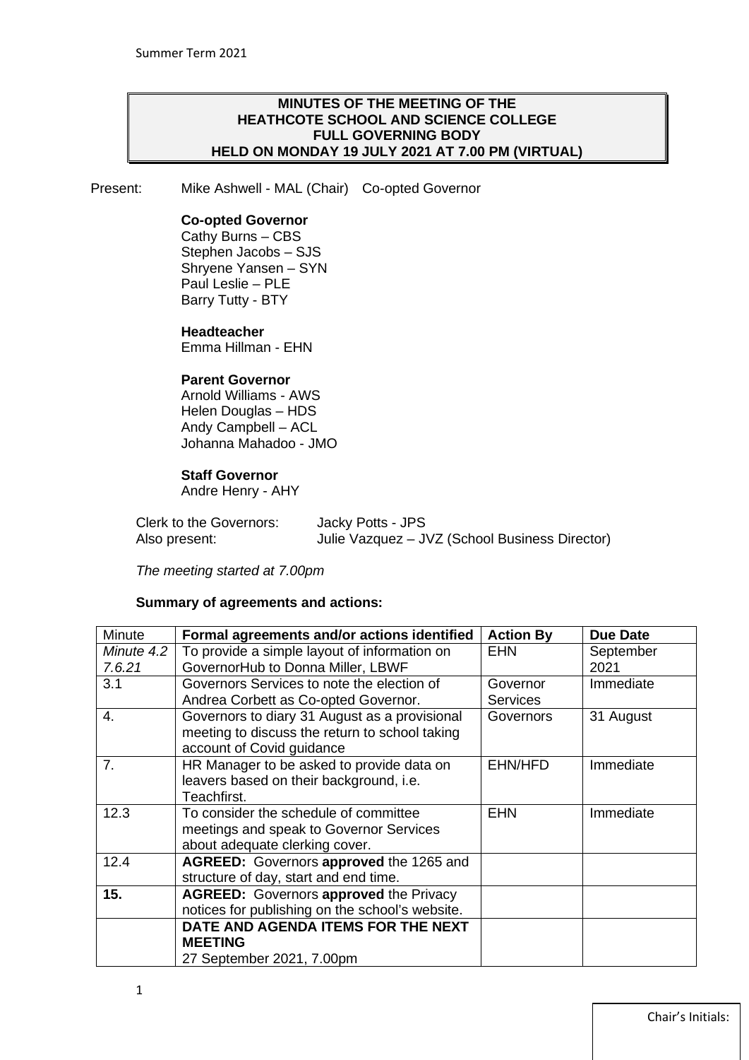# MINUTES OF THE MEETING OF THE HEATHCOTE SCHOOL AND SCIENCE COLLEGE FULL GOVERNING BODY HELD ON MONDAY 19 JULY 2021 AT 7.00 PM (VIRTUAL)

Present: Mike Ashwell - MAL (Chair) Co-opted Governor

**Co-opted Governor**
Cathy Burns – CBS
Stephen Jacobs – SJS
Shryene Yansen – SYN
Paul Leslie – PLE
Barry Tutty - BTY

**Headteacher**
Emma Hillman - EHN

**Parent Governor**
Arnold Williams - AWS
Helen Douglas – HDS
Andy Campbell – ACL
Johanna Mahadoo - JMO

**Staff Governor**
Andre Henry - AHY

Clerk to the Governors: Jacky Potts - JPS
Also present: Julie Vazquez – JVZ (School Business Director)

*The meeting started at 7.00pm*

**Summary of agreements and actions:**

| Minute | Formal agreements and/or actions identified | Action By | Due Date |
|---|---|---|---|
| *Minute 4.2 7.6.21* | To provide a simple layout of information on GovernorHub to Donna Miller, LBWF | EHN | September 2021 |
| 3.1 | Governors Services to note the election of Andrea Corbett as Co-opted Governor. | Governor Services | Immediate |
| 4. | Governors to diary 31 August as a provisional meeting to discuss the return to school taking account of Covid guidance | Governors | 31 August |
| 7. | HR Manager to be asked to provide data on leavers based on their background, i.e. Teachfirst. | EHN/HFD | Immediate |
| 12.3 | To consider the schedule of committee meetings and speak to Governor Services about adequate clerking cover. | EHN | Immediate |
| 12.4 | **AGREED:** Governors **approved** the 1265 and structure of day, start and end time. | | |
| **15.** | **AGREED:** Governors **approved** the Privacy notices for publishing on the school's website. | | |
| | **DATE AND AGENDA ITEMS FOR THE NEXT MEETING** 27 September 2021, 7.00pm | | |

Chair's Initials: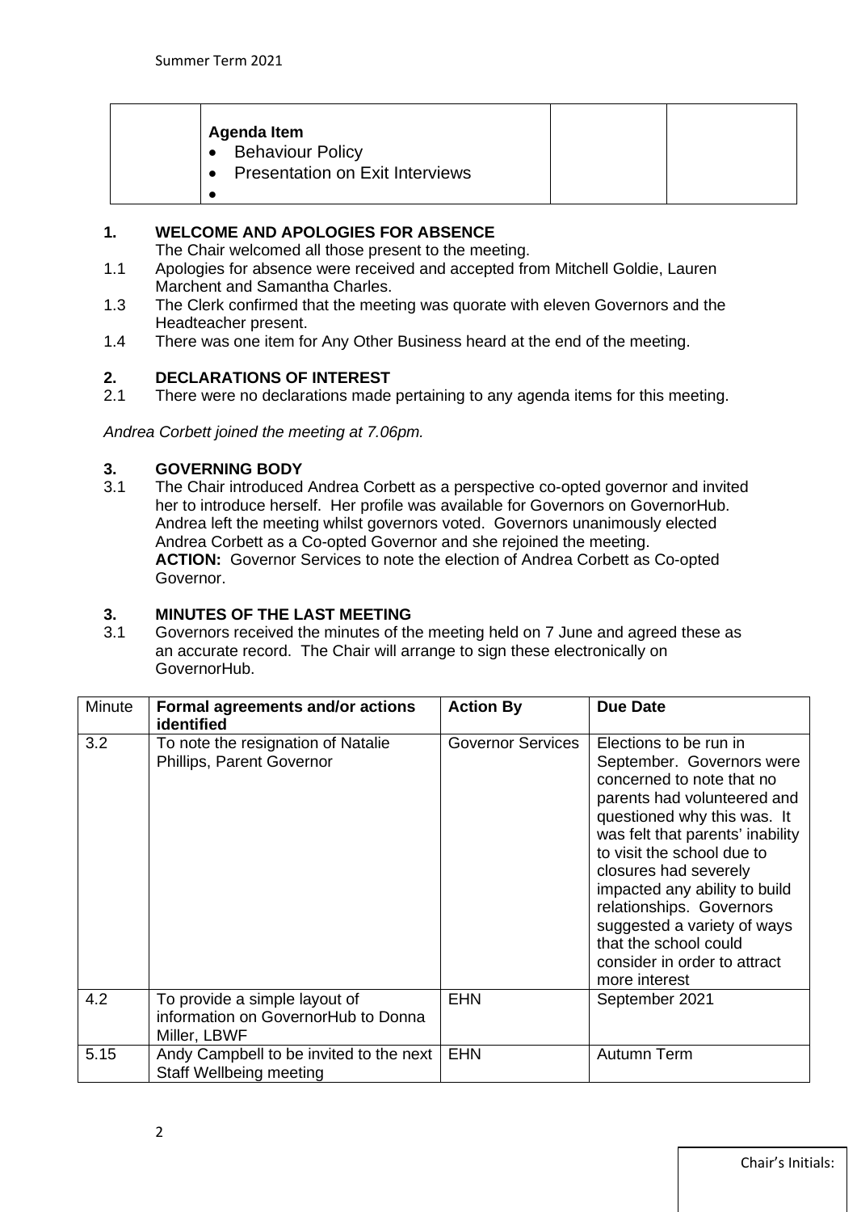| | Agenda Item<br>• Behaviour Policy<br>• Presentation on Exit Interviews<br>• | | |
|---|---|---|---|

**1. WELCOME AND APOLOGIES FOR ABSENCE**

The Chair welcomed all those present to the meeting.

1.1 Apologies for absence were received and accepted from Mitchell Goldie, Lauren Marchent and Samantha Charles.

1.3 The Clerk confirmed that the meeting was quorate with eleven Governors and the Headteacher present.

1.4 There was one item for Any Other Business heard at the end of the meeting.

**2. DECLARATIONS OF INTEREST**

2.1 There were no declarations made pertaining to any agenda items for this meeting.

*Andrea Corbett joined the meeting at 7.06pm.*

**3. GOVERNING BODY**

3.1 The Chair introduced Andrea Corbett as a perspective co-opted governor and invited her to introduce herself. Her profile was available for Governors on GovernorHub. Andrea left the meeting whilst governors voted. Governors unanimously elected Andrea Corbett as a Co-opted Governor and she rejoined the meeting.
**ACTION:** Governor Services to note the election of Andrea Corbett as Co-opted Governor.

**3. MINUTES OF THE LAST MEETING**

3.1 Governors received the minutes of the meeting held on 7 June and agreed these as an accurate record. The Chair will arrange to sign these electronically on GovernorHub.

| Minute | Formal agreements and/or actions identified | Action By | Due Date |
|---|---|---|---|
| 3.2 | To note the resignation of Natalie Phillips, Parent Governor | Governor Services | Elections to be run in September. Governors were concerned to note that no parents had volunteered and questioned why this was. It was felt that parents' inability to visit the school due to closures had severely impacted any ability to build relationships. Governors suggested a variety of ways that the school could consider in order to attract more interest |
| 4.2 | To provide a simple layout of information on GovernorHub to Donna Miller, LBWF | EHN | September 2021 |
| 5.15 | Andy Campbell to be invited to the next Staff Wellbeing meeting | EHN | Autumn Term |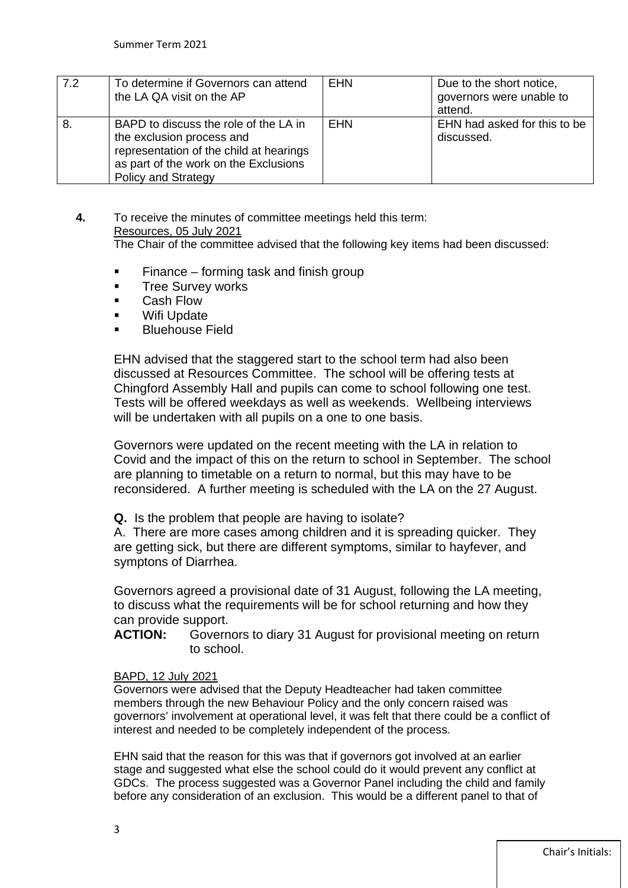| 7.2 | To determine if Governors can attend the LA QA visit on the AP | EHN | Due to the short notice, governors were unable to attend. |
|---|---|---|---|
| 8. | BAPD to discuss the role of the LA in the exclusion process and representation of the child at hearings as part of the work on the Exclusions Policy and Strategy | EHN | EHN had asked for this to be discussed. |

**4.** To receive the minutes of committee meetings held this term:

Resources, 05 July 2021

The Chair of the committee advised that the following key items had been discussed:

- Finance – forming task and finish group
- Tree Survey works
- Cash Flow
- Wifi Update
- Bluehouse Field

EHN advised that the staggered start to the school term had also been discussed at Resources Committee. The school will be offering tests at Chingford Assembly Hall and pupils can come to school following one test. Tests will be offered weekdays as well as weekends. Wellbeing interviews will be undertaken with all pupils on a one to one basis.

Governors were updated on the recent meeting with the LA in relation to Covid and the impact of this on the return to school in September. The school are planning to timetable on a return to normal, but this may have to be reconsidered. A further meeting is scheduled with the LA on the 27 August.

**Q.** Is the problem that people are having to isolate?

A. There are more cases among children and it is spreading quicker. They are getting sick, but there are different symptoms, similar to hayfever, and symptons of Diarrhea.

Governors agreed a provisional date of 31 August, following the LA meeting, to discuss what the requirements will be for school returning and how they can provide support.

**ACTION:** Governors to diary 31 August for provisional meeting on return to school.

BAPD, 12 July 2021

Governors were advised that the Deputy Headteacher had taken committee members through the new Behaviour Policy and the only concern raised was governors' involvement at operational level, it was felt that there could be a conflict of interest and needed to be completely independent of the process.

EHN said that the reason for this was that if governors got involved at an earlier stage and suggested what else the school could do it would prevent any conflict at GDCs. The process suggested was a Governor Panel including the child and family before any consideration of an exclusion. This would be a different panel to that of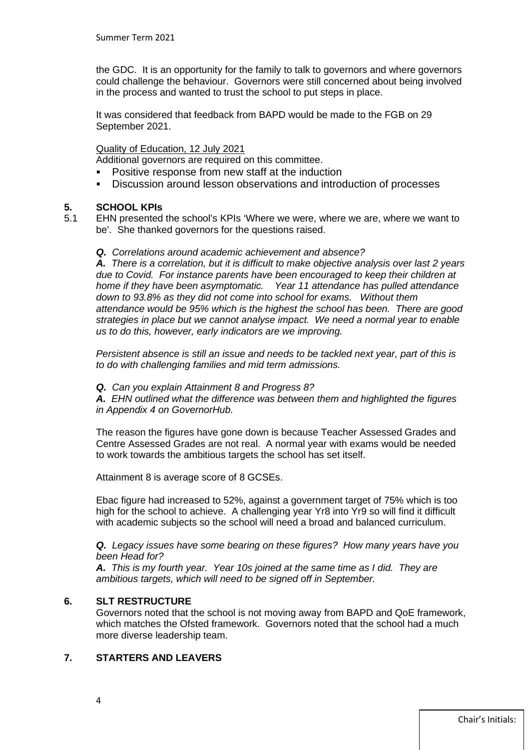the GDC. It is an opportunity for the family to talk to governors and where governors could challenge the behaviour. Governors were still concerned about being involved in the process and wanted to trust the school to put steps in place.

It was considered that feedback from BAPD would be made to the FGB on 29 September 2021.

Quality of Education, 12 July 2021

Additional governors are required on this committee.

- Positive response from new staff at the induction
- Discussion around lesson observations and introduction of processes

## 5. SCHOOL KPIs

5.1 EHN presented the school's KPIs 'Where we were, where we are, where we want to be'. She thanked governors for the questions raised.

***Q.*** *Correlations around academic achievement and absence?*

***A.*** *There is a correlation, but it is difficult to make objective analysis over last 2 years due to Covid. For instance parents have been encouraged to keep their children at home if they have been asymptomatic. Year 11 attendance has pulled attendance down to 93.8% as they did not come into school for exams. Without them attendance would be 95% which is the highest the school has been. There are good strategies in place but we cannot analyse impact. We need a normal year to enable us to do this, however, early indicators are we improving.*

*Persistent absence is still an issue and needs to be tackled next year, part of this is to do with challenging families and mid term admissions.*

***Q.*** *Can you explain Attainment 8 and Progress 8?*

***A.*** *EHN outlined what the difference was between them and highlighted the figures in Appendix 4 on GovernorHub.*

The reason the figures have gone down is because Teacher Assessed Grades and Centre Assessed Grades are not real. A normal year with exams would be needed to work towards the ambitious targets the school has set itself.

Attainment 8 is average score of 8 GCSEs.

Ebac figure had increased to 52%, against a government target of 75% which is too high for the school to achieve. A challenging year Yr8 into Yr9 so will find it difficult with academic subjects so the school will need a broad and balanced curriculum.

***Q.*** *Legacy issues have some bearing on these figures? How many years have you been Head for?*

***A.*** *This is my fourth year. Year 10s joined at the same time as I did. They are ambitious targets, which will need to be signed off in September.*

## 6. SLT RESTRUCTURE

Governors noted that the school is not moving away from BAPD and QoE framework, which matches the Ofsted framework. Governors noted that the school had a much more diverse leadership team.

## 7. STARTERS AND LEAVERS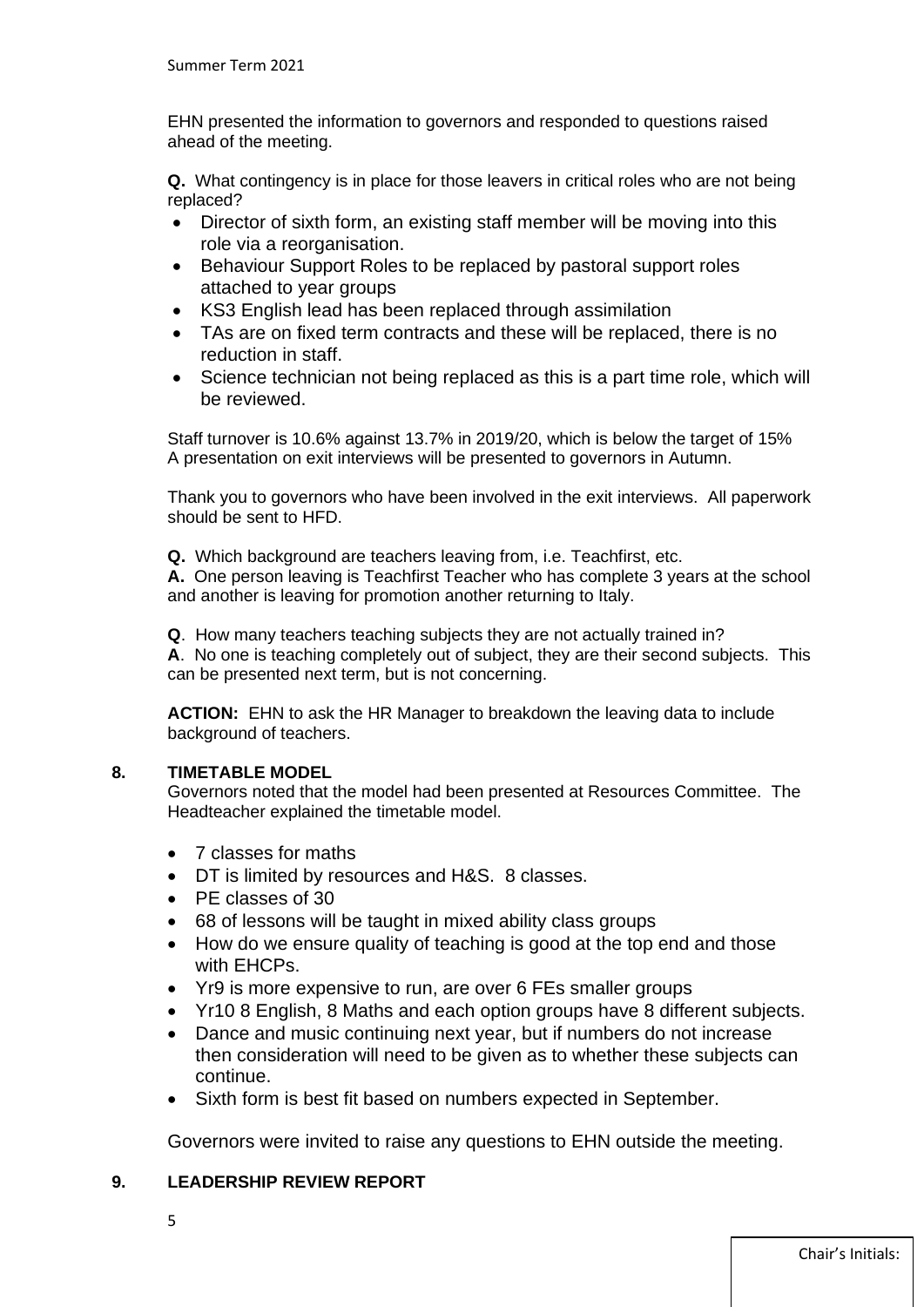EHN presented the information to governors and responded to questions raised ahead of the meeting.

**Q.** What contingency is in place for those leavers in critical roles who are not being replaced?

- Director of sixth form, an existing staff member will be moving into this role via a reorganisation.
- Behaviour Support Roles to be replaced by pastoral support roles attached to year groups
- KS3 English lead has been replaced through assimilation
- TAs are on fixed term contracts and these will be replaced, there is no reduction in staff.
- Science technician not being replaced as this is a part time role, which will be reviewed.

Staff turnover is 10.6% against 13.7% in 2019/20, which is below the target of 15%
A presentation on exit interviews will be presented to governors in Autumn.

Thank you to governors who have been involved in the exit interviews. All paperwork should be sent to HFD.

**Q.** Which background are teachers leaving from, i.e. Teachfirst, etc.
**A.** One person leaving is Teachfirst Teacher who has complete 3 years at the school and another is leaving for promotion another returning to Italy.

**Q**. How many teachers teaching subjects they are not actually trained in?
**A**. No one is teaching completely out of subject, they are their second subjects. This can be presented next term, but is not concerning.

**ACTION:** EHN to ask the HR Manager to breakdown the leaving data to include background of teachers.

## 8. TIMETABLE MODEL

Governors noted that the model had been presented at Resources Committee. The Headteacher explained the timetable model.

- 7 classes for maths
- DT is limited by resources and H&S. 8 classes.
- PE classes of 30
- 68 of lessons will be taught in mixed ability class groups
- How do we ensure quality of teaching is good at the top end and those with EHCPs.
- Yr9 is more expensive to run, are over 6 FEs smaller groups
- Yr10 8 English, 8 Maths and each option groups have 8 different subjects.
- Dance and music continuing next year, but if numbers do not increase then consideration will need to be given as to whether these subjects can continue.
- Sixth form is best fit based on numbers expected in September.

Governors were invited to raise any questions to EHN outside the meeting.

## 9. LEADERSHIP REVIEW REPORT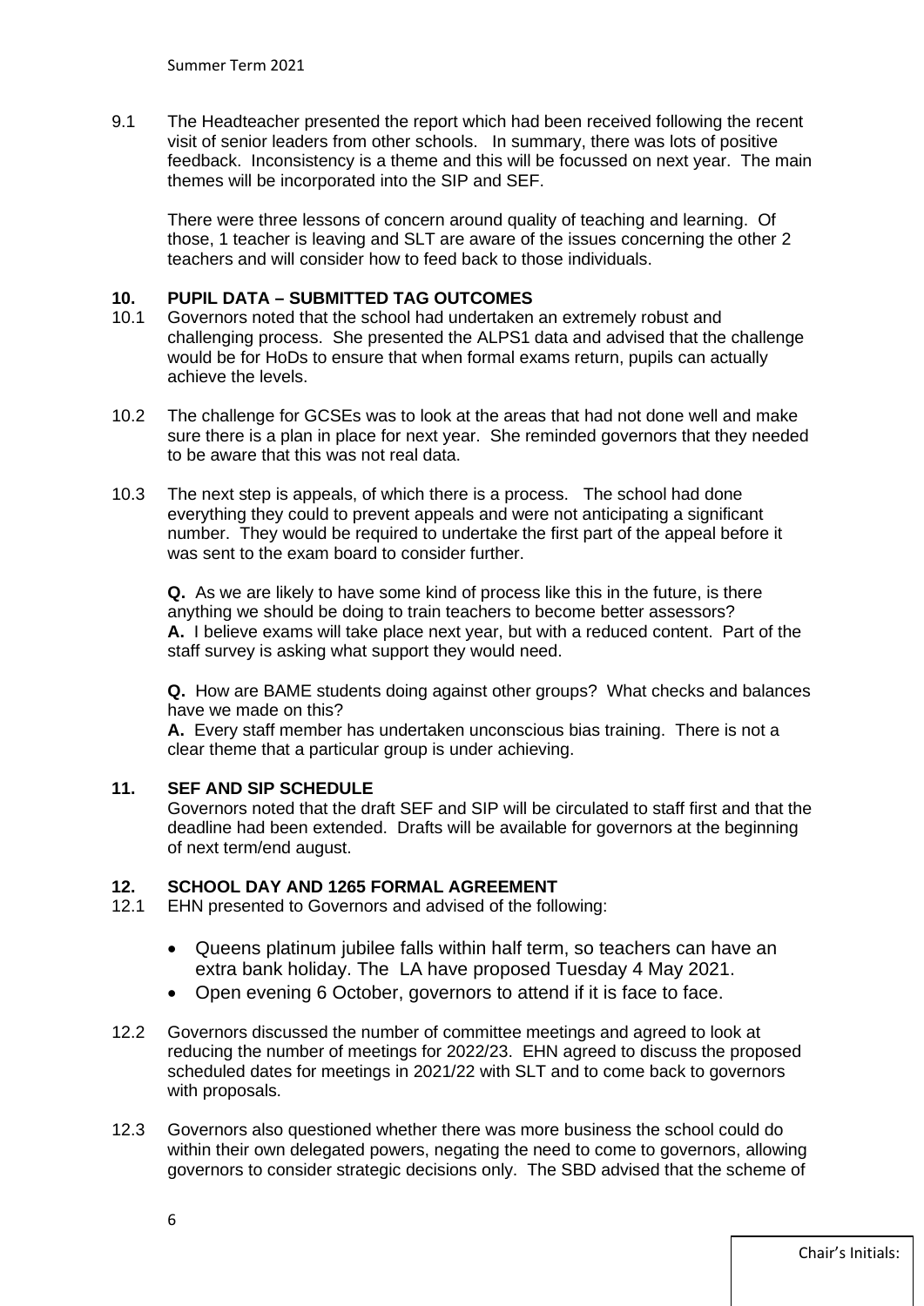9.1 The Headteacher presented the report which had been received following the recent visit of senior leaders from other schools. In summary, there was lots of positive feedback. Inconsistency is a theme and this will be focussed on next year. The main themes will be incorporated into the SIP and SEF.

There were three lessons of concern around quality of teaching and learning. Of those, 1 teacher is leaving and SLT are aware of the issues concerning the other 2 teachers and will consider how to feed back to those individuals.

## 10. PUPIL DATA – SUBMITTED TAG OUTCOMES

10.1 Governors noted that the school had undertaken an extremely robust and challenging process. She presented the ALPS1 data and advised that the challenge would be for HoDs to ensure that when formal exams return, pupils can actually achieve the levels.

10.2 The challenge for GCSEs was to look at the areas that had not done well and make sure there is a plan in place for next year. She reminded governors that they needed to be aware that this was not real data.

10.3 The next step is appeals, of which there is a process. The school had done everything they could to prevent appeals and were not anticipating a significant number. They would be required to undertake the first part of the appeal before it was sent to the exam board to consider further.

**Q.** As we are likely to have some kind of process like this in the future, is there anything we should be doing to train teachers to become better assessors?
**A.** I believe exams will take place next year, but with a reduced content. Part of the staff survey is asking what support they would need.

**Q.** How are BAME students doing against other groups? What checks and balances have we made on this?
**A.** Every staff member has undertaken unconscious bias training. There is not a clear theme that a particular group is under achieving.

## 11. SEF AND SIP SCHEDULE

Governors noted that the draft SEF and SIP will be circulated to staff first and that the deadline had been extended. Drafts will be available for governors at the beginning of next term/end august.

## 12. SCHOOL DAY AND 1265 FORMAL AGREEMENT

12.1 EHN presented to Governors and advised of the following:

- Queens platinum jubilee falls within half term, so teachers can have an extra bank holiday. The LA have proposed Tuesday 4 May 2021.
- Open evening 6 October, governors to attend if it is face to face.

12.2 Governors discussed the number of committee meetings and agreed to look at reducing the number of meetings for 2022/23. EHN agreed to discuss the proposed scheduled dates for meetings in 2021/22 with SLT and to come back to governors with proposals.

12.3 Governors also questioned whether there was more business the school could do within their own delegated powers, negating the need to come to governors, allowing governors to consider strategic decisions only. The SBD advised that the scheme of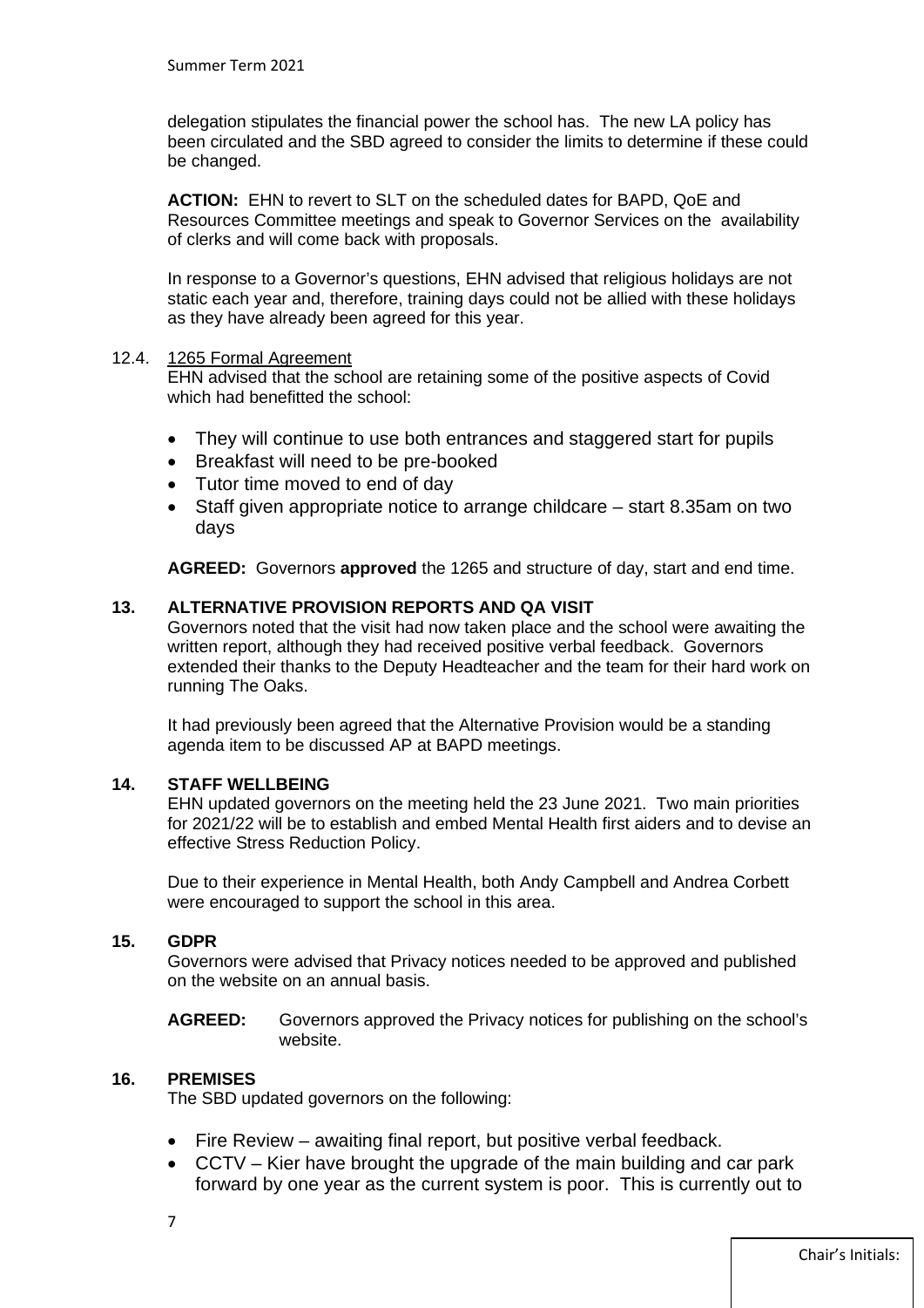delegation stipulates the financial power the school has. The new LA policy has been circulated and the SBD agreed to consider the limits to determine if these could be changed.

**ACTION:** EHN to revert to SLT on the scheduled dates for BAPD, QoE and Resources Committee meetings and speak to Governor Services on the availability of clerks and will come back with proposals.

In response to a Governor's questions, EHN advised that religious holidays are not static each year and, therefore, training days could not be allied with these holidays as they have already been agreed for this year.

12.4. 1265 Formal Agreement

EHN advised that the school are retaining some of the positive aspects of Covid which had benefitted the school:

- They will continue to use both entrances and staggered start for pupils
- Breakfast will need to be pre-booked
- Tutor time moved to end of day
- Staff given appropriate notice to arrange childcare – start 8.35am on two days

**AGREED:** Governors **approved** the 1265 and structure of day, start and end time.

## 13. ALTERNATIVE PROVISION REPORTS AND QA VISIT

Governors noted that the visit had now taken place and the school were awaiting the written report, although they had received positive verbal feedback. Governors extended their thanks to the Deputy Headteacher and the team for their hard work on running The Oaks.

It had previously been agreed that the Alternative Provision would be a standing agenda item to be discussed AP at BAPD meetings.

## 14. STAFF WELLBEING

EHN updated governors on the meeting held the 23 June 2021. Two main priorities for 2021/22 will be to establish and embed Mental Health first aiders and to devise an effective Stress Reduction Policy.

Due to their experience in Mental Health, both Andy Campbell and Andrea Corbett were encouraged to support the school in this area.

## 15. GDPR

Governors were advised that Privacy notices needed to be approved and published on the website on an annual basis.

**AGREED:** Governors approved the Privacy notices for publishing on the school's website.

## 16. PREMISES

The SBD updated governors on the following:

- Fire Review – awaiting final report, but positive verbal feedback.
- CCTV – Kier have brought the upgrade of the main building and car park forward by one year as the current system is poor. This is currently out to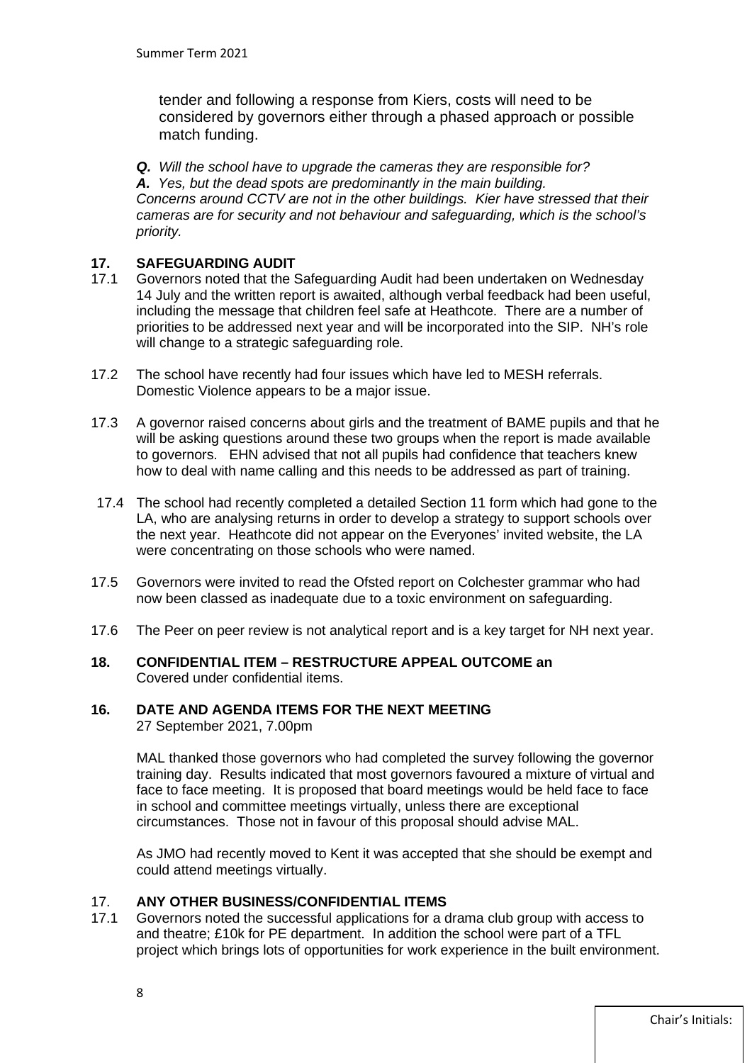tender and following a response from Kiers, costs will need to be considered by governors either through a phased approach or possible match funding.

***Q.*** *Will the school have to upgrade the cameras they are responsible for?*
***A.*** *Yes, but the dead spots are predominantly in the main building.*
*Concerns around CCTV are not in the other buildings. Kier have stressed that their cameras are for security and not behaviour and safeguarding, which is the school's priority.*

## 17. SAFEGUARDING AUDIT

17.1 Governors noted that the Safeguarding Audit had been undertaken on Wednesday 14 July and the written report is awaited, although verbal feedback had been useful, including the message that children feel safe at Heathcote. There are a number of priorities to be addressed next year and will be incorporated into the SIP. NH's role will change to a strategic safeguarding role.

17.2 The school have recently had four issues which have led to MESH referrals. Domestic Violence appears to be a major issue.

17.3 A governor raised concerns about girls and the treatment of BAME pupils and that he will be asking questions around these two groups when the report is made available to governors. EHN advised that not all pupils had confidence that teachers knew how to deal with name calling and this needs to be addressed as part of training.

17.4 The school had recently completed a detailed Section 11 form which had gone to the LA, who are analysing returns in order to develop a strategy to support schools over the next year. Heathcote did not appear on the Everyones' invited website, the LA were concentrating on those schools who were named.

17.5 Governors were invited to read the Ofsted report on Colchester grammar who had now been classed as inadequate due to a toxic environment on safeguarding.

17.6 The Peer on peer review is not analytical report and is a key target for NH next year.

## 18. CONFIDENTIAL ITEM – RESTRUCTURE APPEAL OUTCOME an

Covered under confidential items.

## 16. DATE AND AGENDA ITEMS FOR THE NEXT MEETING

27 September 2021, 7.00pm

MAL thanked those governors who had completed the survey following the governor training day. Results indicated that most governors favoured a mixture of virtual and face to face meeting. It is proposed that board meetings would be held face to face in school and committee meetings virtually, unless there are exceptional circumstances. Those not in favour of this proposal should advise MAL.

As JMO had recently moved to Kent it was accepted that she should be exempt and could attend meetings virtually.

## 17. ANY OTHER BUSINESS/CONFIDENTIAL ITEMS

17.1 Governors noted the successful applications for a drama club group with access to and theatre; £10k for PE department. In addition the school were part of a TFL project which brings lots of opportunities for work experience in the built environment.

Chair's Initials: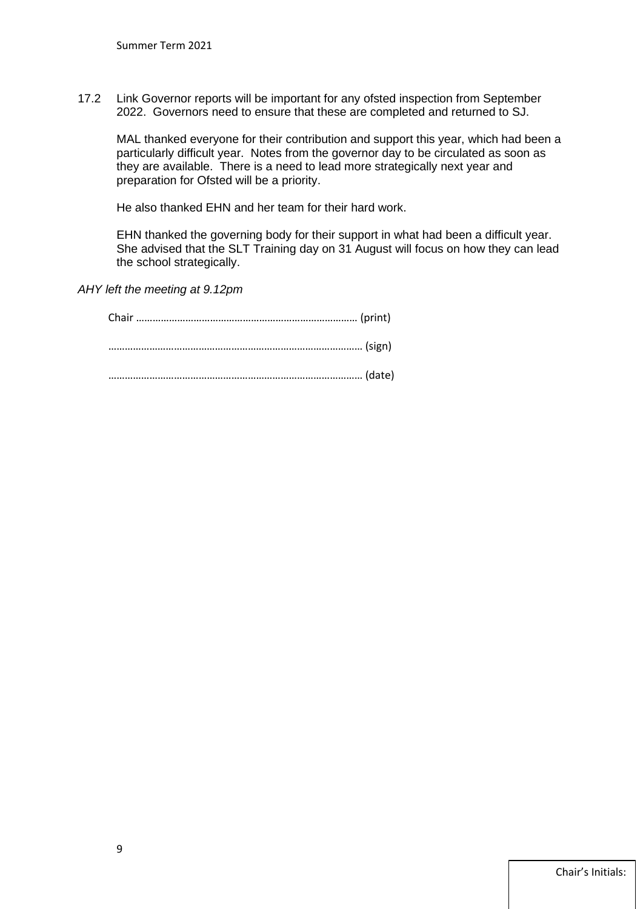17.2 Link Governor reports will be important for any ofsted inspection from September 2022. Governors need to ensure that these are completed and returned to SJ.

MAL thanked everyone for their contribution and support this year, which had been a particularly difficult year. Notes from the governor day to be circulated as soon as they are available. There is a need to lead more strategically next year and preparation for Ofsted will be a priority.

He also thanked EHN and her team for their hard work.

EHN thanked the governing body for their support in what had been a difficult year. She advised that the SLT Training day on 31 August will focus on how they can lead the school strategically.

*AHY left the meeting at 9.12pm*

Chair ……………………………………………………………………… (print)

………………………………………………………………………………… (sign)

………………………………………………………………………………… (date)

Chair's Initials: